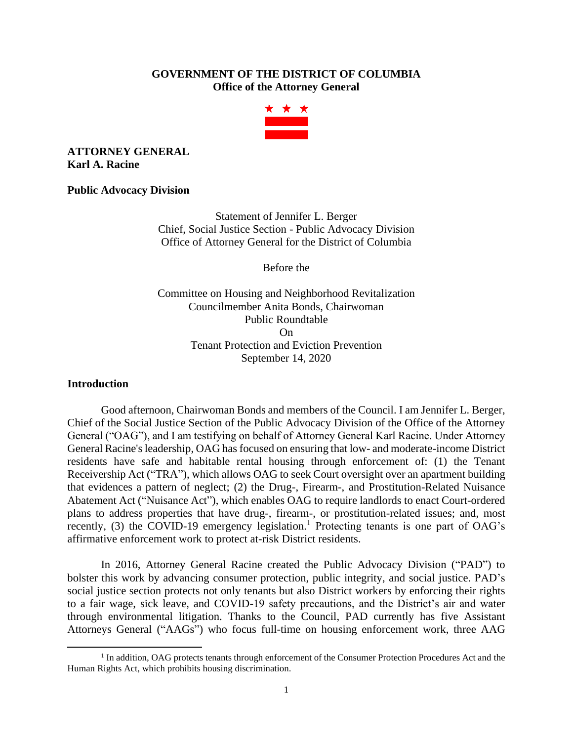**GOVERNMENT OF THE DISTRICT OF COLUMBIA**
**Office of the Attorney General**

**ATTORNEY GENERAL**
**Karl A. Racine**

**Public Advocacy Division**

Statement of Jennifer L. Berger
Chief, Social Justice Section - Public Advocacy Division
Office of Attorney General for the District of Columbia

Before the

Committee on Housing and Neighborhood Revitalization
Councilmember Anita Bonds, Chairwoman
Public Roundtable
On
Tenant Protection and Eviction Prevention
September 14, 2020

## Introduction

Good afternoon, Chairwoman Bonds and members of the Council. I am Jennifer L. Berger, Chief of the Social Justice Section of the Public Advocacy Division of the Office of the Attorney General ("OAG"), and I am testifying on behalf of Attorney General Karl Racine. Under Attorney General Racine's leadership, OAG has focused on ensuring that low- and moderate-income District residents have safe and habitable rental housing through enforcement of: (1) the Tenant Receivership Act ("TRA"), which allows OAG to seek Court oversight over an apartment building that evidences a pattern of neglect; (2) the Drug-, Firearm-, and Prostitution-Related Nuisance Abatement Act ("Nuisance Act"), which enables OAG to require landlords to enact Court-ordered plans to address properties that have drug-, firearm-, or prostitution-related issues; and, most recently, (3) the COVID-19 emergency legislation.[1] Protecting tenants is one part of OAG's affirmative enforcement work to protect at-risk District residents.

In 2016, Attorney General Racine created the Public Advocacy Division ("PAD") to bolster this work by advancing consumer protection, public integrity, and social justice. PAD's social justice section protects not only tenants but also District workers by enforcing their rights to a fair wage, sick leave, and COVID-19 safety precautions, and the District's air and water through environmental litigation. Thanks to the Council, PAD currently has five Assistant Attorneys General ("AAGs") who focus full-time on housing enforcement work, three AAG

[1] In addition, OAG protects tenants through enforcement of the Consumer Protection Procedures Act and the Human Rights Act, which prohibits housing discrimination.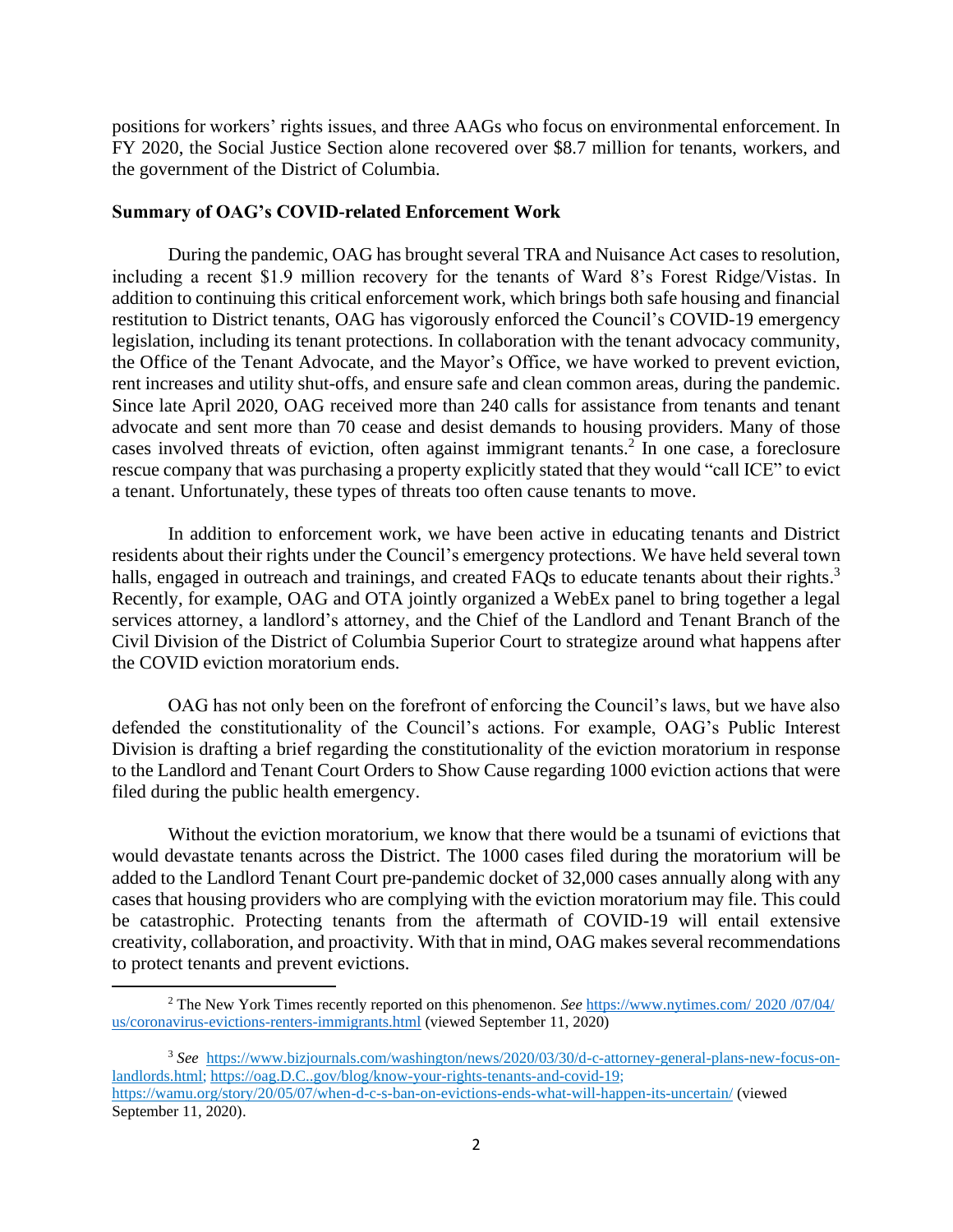positions for workers' rights issues, and three AAGs who focus on environmental enforcement. In FY 2020, the Social Justice Section alone recovered over $8.7 million for tenants, workers, and the government of the District of Columbia.

**Summary of OAG's COVID-related Enforcement Work**

During the pandemic, OAG has brought several TRA and Nuisance Act cases to resolution, including a recent $1.9 million recovery for the tenants of Ward 8's Forest Ridge/Vistas. In addition to continuing this critical enforcement work, which brings both safe housing and financial restitution to District tenants, OAG has vigorously enforced the Council's COVID-19 emergency legislation, including its tenant protections. In collaboration with the tenant advocacy community, the Office of the Tenant Advocate, and the Mayor's Office, we have worked to prevent eviction, rent increases and utility shut-offs, and ensure safe and clean common areas, during the pandemic. Since late April 2020, OAG received more than 240 calls for assistance from tenants and tenant advocate and sent more than 70 cease and desist demands to housing providers. Many of those cases involved threats of eviction, often against immigrant tenants.[2] In one case, a foreclosure rescue company that was purchasing a property explicitly stated that they would "call ICE" to evict a tenant. Unfortunately, these types of threats too often cause tenants to move.

In addition to enforcement work, we have been active in educating tenants and District residents about their rights under the Council's emergency protections. We have held several town halls, engaged in outreach and trainings, and created FAQs to educate tenants about their rights.[3] Recently, for example, OAG and OTA jointly organized a WebEx panel to bring together a legal services attorney, a landlord's attorney, and the Chief of the Landlord and Tenant Branch of the Civil Division of the District of Columbia Superior Court to strategize around what happens after the COVID eviction moratorium ends.

OAG has not only been on the forefront of enforcing the Council's laws, but we have also defended the constitutionality of the Council's actions. For example, OAG's Public Interest Division is drafting a brief regarding the constitutionality of the eviction moratorium in response to the Landlord and Tenant Court Orders to Show Cause regarding 1000 eviction actions that were filed during the public health emergency.

Without the eviction moratorium, we know that there would be a tsunami of evictions that would devastate tenants across the District. The 1000 cases filed during the moratorium will be added to the Landlord Tenant Court pre-pandemic docket of 32,000 cases annually along with any cases that housing providers who are complying with the eviction moratorium may file. This could be catastrophic. Protecting tenants from the aftermath of COVID-19 will entail extensive creativity, collaboration, and proactivity. With that in mind, OAG makes several recommendations to protect tenants and prevent evictions.

---

[2] The New York Times recently reported on this phenomenon. *See* https://www.nytimes.com/ 2020 /07/04/ us/coronavirus-evictions-renters-immigrants.html (viewed September 11, 2020)

[3] *See* https://www.bizjournals.com/washington/news/2020/03/30/d-c-attorney-general-plans-new-focus-on-landlords.html; https://oag.D.C..gov/blog/know-your-rights-tenants-and-covid-19; https://wamu.org/story/20/05/07/when-d-c-s-ban-on-evictions-ends-what-will-happen-its-uncertain/ (viewed September 11, 2020).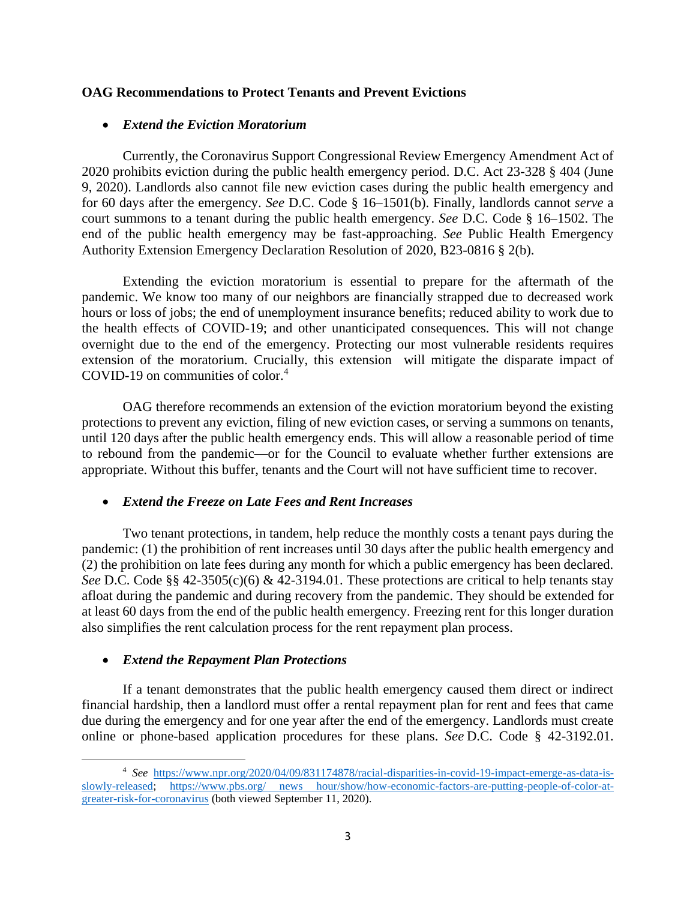**OAG Recommendations to Protect Tenants and Prevent Evictions**

- ***Extend the Eviction Moratorium***

Currently, the Coronavirus Support Congressional Review Emergency Amendment Act of 2020 prohibits eviction during the public health emergency period. D.C. Act 23-328 § 404 (June 9, 2020). Landlords also cannot file new eviction cases during the public health emergency and for 60 days after the emergency. *See* D.C. Code § 16–1501(b). Finally, landlords cannot *serve* a court summons to a tenant during the public health emergency. *See* D.C. Code § 16–1502. The end of the public health emergency may be fast-approaching. *See* Public Health Emergency Authority Extension Emergency Declaration Resolution of 2020, B23-0816 § 2(b).

Extending the eviction moratorium is essential to prepare for the aftermath of the pandemic. We know too many of our neighbors are financially strapped due to decreased work hours or loss of jobs; the end of unemployment insurance benefits; reduced ability to work due to the health effects of COVID-19; and other unanticipated consequences. This will not change overnight due to the end of the emergency. Protecting our most vulnerable residents requires extension of the moratorium. Crucially, this extension will mitigate the disparate impact of COVID-19 on communities of color.[4]

OAG therefore recommends an extension of the eviction moratorium beyond the existing protections to prevent any eviction, filing of new eviction cases, or serving a summons on tenants, until 120 days after the public health emergency ends. This will allow a reasonable period of time to rebound from the pandemic—or for the Council to evaluate whether further extensions are appropriate. Without this buffer, tenants and the Court will not have sufficient time to recover.

- ***Extend the Freeze on Late Fees and Rent Increases***

Two tenant protections, in tandem, help reduce the monthly costs a tenant pays during the pandemic: (1) the prohibition of rent increases until 30 days after the public health emergency and (2) the prohibition on late fees during any month for which a public emergency has been declared. *See* D.C. Code §§ 42-3505(c)(6) & 42-3194.01. These protections are critical to help tenants stay afloat during the pandemic and during recovery from the pandemic. They should be extended for at least 60 days from the end of the public health emergency. Freezing rent for this longer duration also simplifies the rent calculation process for the rent repayment plan process.

- ***Extend the Repayment Plan Protections***

If a tenant demonstrates that the public health emergency caused them direct or indirect financial hardship, then a landlord must offer a rental repayment plan for rent and fees that came due during the emergency and for one year after the end of the emergency. Landlords must create online or phone-based application procedures for these plans. *See* D.C. Code § 42-3192.01.

---

[4] *See* https://www.npr.org/2020/04/09/831174878/racial-disparities-in-covid-19-impact-emerge-as-data-is-slowly-released; https://www.pbs.org/ news hour/show/how-economic-factors-are-putting-people-of-color-at-greater-risk-for-coronavirus (both viewed September 11, 2020).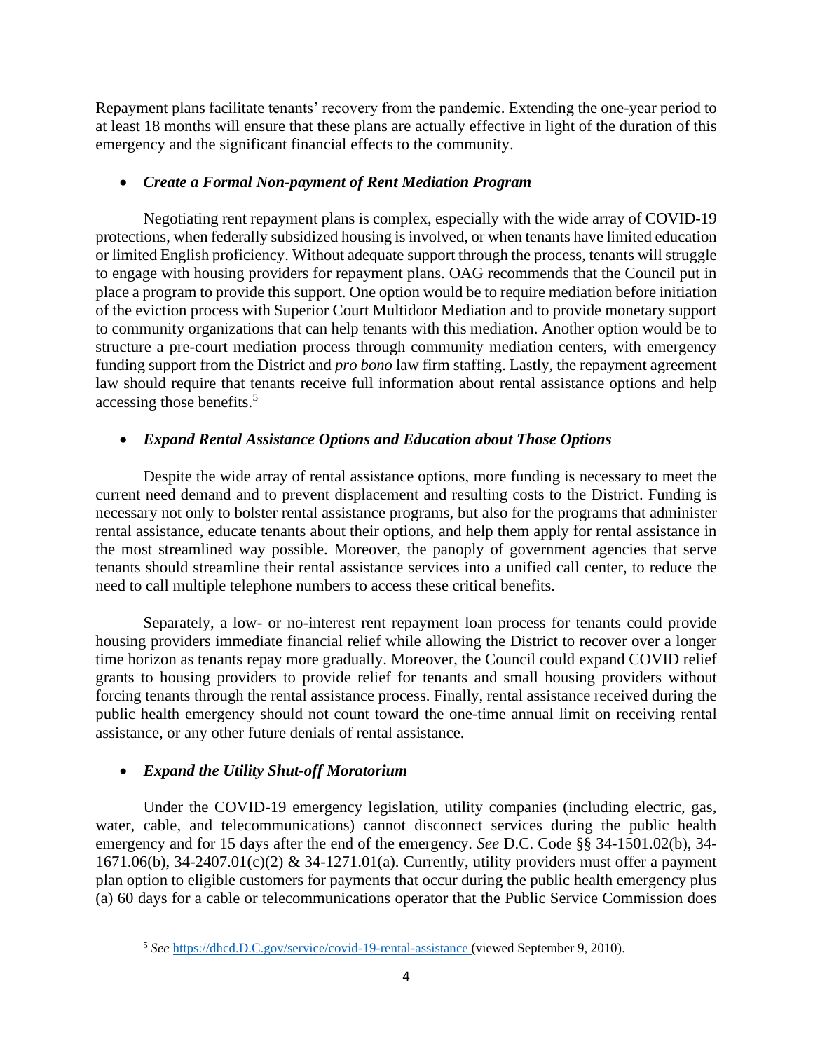Repayment plans facilitate tenants' recovery from the pandemic. Extending the one-year period to at least 18 months will ensure that these plans are actually effective in light of the duration of this emergency and the significant financial effects to the community.

- ***Create a Formal Non-payment of Rent Mediation Program***

Negotiating rent repayment plans is complex, especially with the wide array of COVID-19 protections, when federally subsidized housing is involved, or when tenants have limited education or limited English proficiency. Without adequate support through the process, tenants will struggle to engage with housing providers for repayment plans. OAG recommends that the Council put in place a program to provide this support. One option would be to require mediation before initiation of the eviction process with Superior Court Multidoor Mediation and to provide monetary support to community organizations that can help tenants with this mediation. Another option would be to structure a pre-court mediation process through community mediation centers, with emergency funding support from the District and *pro bono* law firm staffing. Lastly, the repayment agreement law should require that tenants receive full information about rental assistance options and help accessing those benefits.[5]

- ***Expand Rental Assistance Options and Education about Those Options***

Despite the wide array of rental assistance options, more funding is necessary to meet the current need demand and to prevent displacement and resulting costs to the District. Funding is necessary not only to bolster rental assistance programs, but also for the programs that administer rental assistance, educate tenants about their options, and help them apply for rental assistance in the most streamlined way possible. Moreover, the panoply of government agencies that serve tenants should streamline their rental assistance services into a unified call center, to reduce the need to call multiple telephone numbers to access these critical benefits.

Separately, a low- or no-interest rent repayment loan process for tenants could provide housing providers immediate financial relief while allowing the District to recover over a longer time horizon as tenants repay more gradually. Moreover, the Council could expand COVID relief grants to housing providers to provide relief for tenants and small housing providers without forcing tenants through the rental assistance process. Finally, rental assistance received during the public health emergency should not count toward the one-time annual limit on receiving rental assistance, or any other future denials of rental assistance.

- ***Expand the Utility Shut-off Moratorium***

Under the COVID-19 emergency legislation, utility companies (including electric, gas, water, cable, and telecommunications) cannot disconnect services during the public health emergency and for 15 days after the end of the emergency. *See* D.C. Code §§ 34-1501.02(b), 34-1671.06(b), 34-2407.01(c)(2) & 34-1271.01(a). Currently, utility providers must offer a payment plan option to eligible customers for payments that occur during the public health emergency plus (a) 60 days for a cable or telecommunications operator that the Public Service Commission does

---

[5] *See* https://dhcd.D.C.gov/service/covid-19-rental-assistance (viewed September 9, 2010).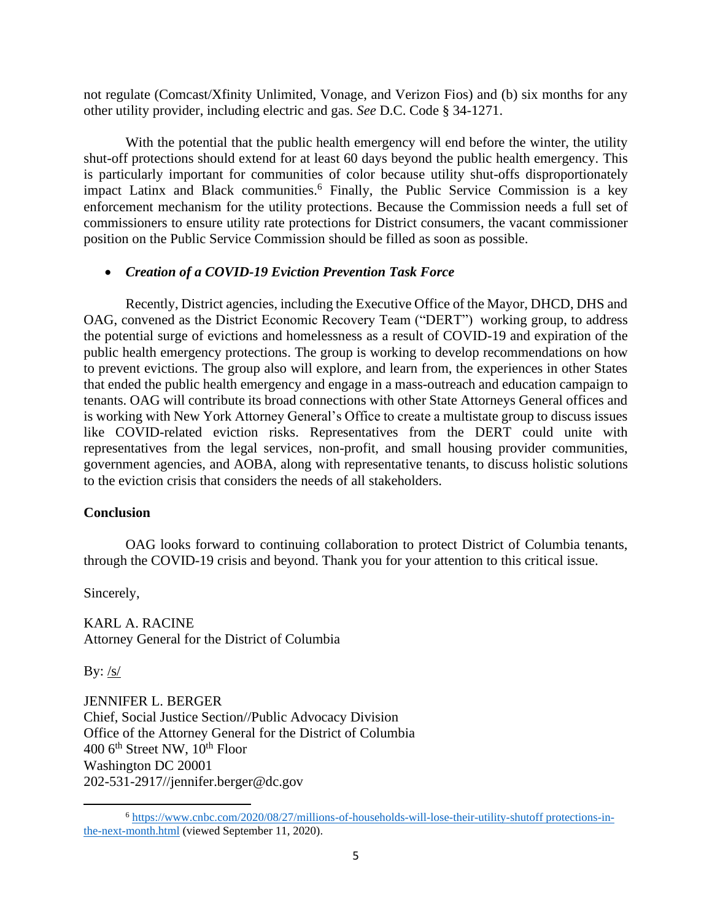not regulate (Comcast/Xfinity Unlimited, Vonage, and Verizon Fios) and (b) six months for any other utility provider, including electric and gas. *See* D.C. Code § 34-1271.

With the potential that the public health emergency will end before the winter, the utility shut-off protections should extend for at least 60 days beyond the public health emergency. This is particularly important for communities of color because utility shut-offs disproportionately impact Latinx and Black communities.[6] Finally, the Public Service Commission is a key enforcement mechanism for the utility protections. Because the Commission needs a full set of commissioners to ensure utility rate protections for District consumers, the vacant commissioner position on the Public Service Commission should be filled as soon as possible.

- ***Creation of a COVID-19 Eviction Prevention Task Force***

Recently, District agencies, including the Executive Office of the Mayor, DHCD, DHS and OAG, convened as the District Economic Recovery Team ("DERT") working group, to address the potential surge of evictions and homelessness as a result of COVID-19 and expiration of the public health emergency protections. The group is working to develop recommendations on how to prevent evictions. The group also will explore, and learn from, the experiences in other States that ended the public health emergency and engage in a mass-outreach and education campaign to tenants. OAG will contribute its broad connections with other State Attorneys General offices and is working with New York Attorney General's Office to create a multistate group to discuss issues like COVID-related eviction risks. Representatives from the DERT could unite with representatives from the legal services, non-profit, and small housing provider communities, government agencies, and AOBA, along with representative tenants, to discuss holistic solutions to the eviction crisis that considers the needs of all stakeholders.

**Conclusion**

OAG looks forward to continuing collaboration to protect District of Columbia tenants, through the COVID-19 crisis and beyond. Thank you for your attention to this critical issue.

Sincerely,

KARL A. RACINE
Attorney General for the District of Columbia

By: /s/

JENNIFER L. BERGER
Chief, Social Justice Section//Public Advocacy Division
Office of the Attorney General for the District of Columbia
400 6th Street NW, 10th Floor
Washington DC 20001
202-531-2917//jennifer.berger@dc.gov

---

[6] https://www.cnbc.com/2020/08/27/millions-of-households-will-lose-their-utility-shutoff protections-in-the-next-month.html (viewed September 11, 2020).